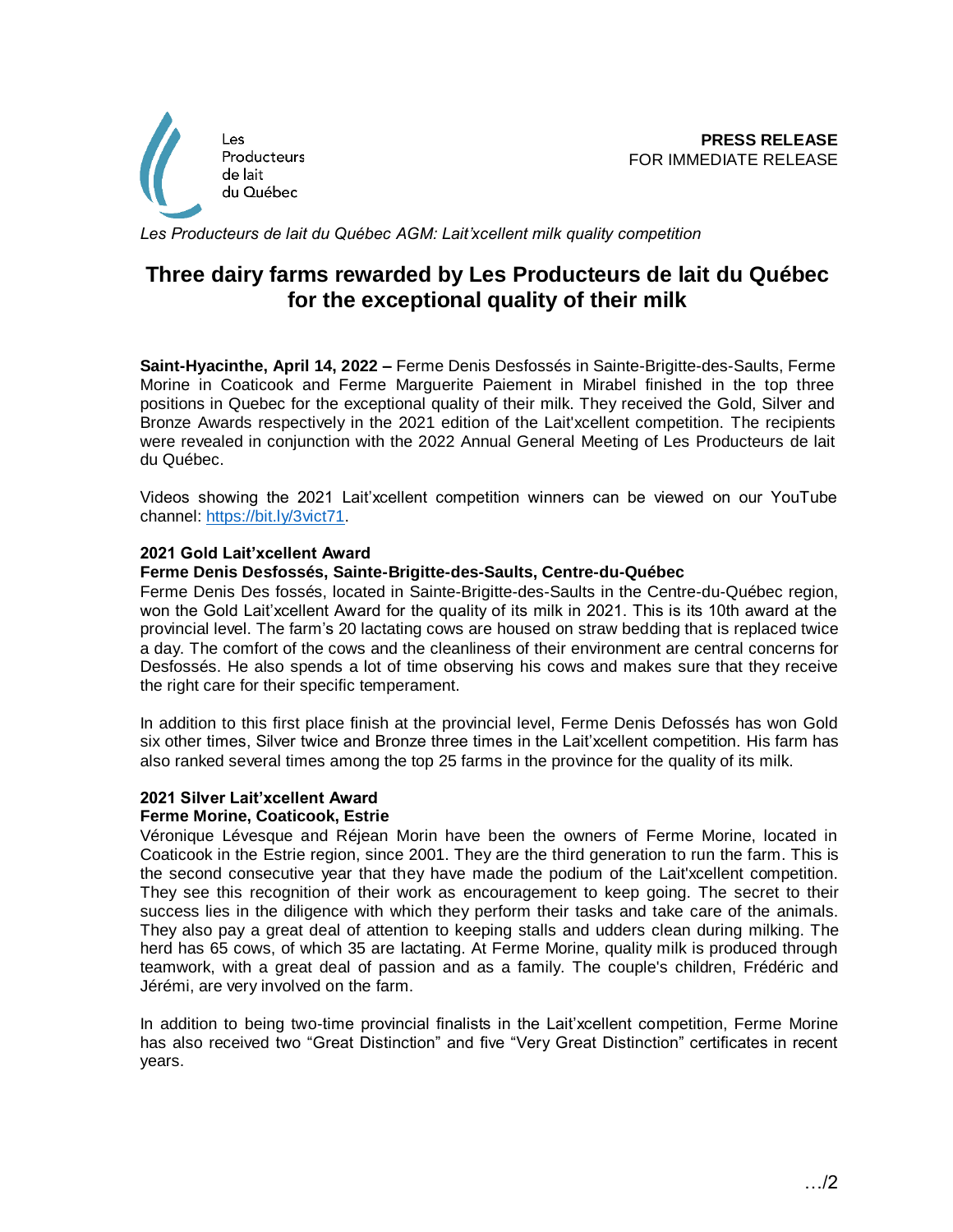Les Producteurs de lait du Québec

**PRESS RELEASE**
FOR IMMEDIATE RELEASE

*Les Producteurs de lait du Québec AGM: Lait'xcellent milk quality competition*

# Three dairy farms rewarded by Les Producteurs de lait du Québec for the exceptional quality of their milk

**Saint-Hyacinthe, April 14, 2022 –** Ferme Denis Desfossés in Sainte-Brigitte-des-Saults, Ferme Morine in Coaticook and Ferme Marguerite Paiement in Mirabel finished in the top three positions in Quebec for the exceptional quality of their milk. They received the Gold, Silver and Bronze Awards respectively in the 2021 edition of the Lait'xcellent competition. The recipients were revealed in conjunction with the 2022 Annual General Meeting of Les Producteurs de lait du Québec.

Videos showing the 2021 Lait'xcellent competition winners can be viewed on our YouTube channel: [https://bit.ly/3vict71](https://bit.ly/3vict71).

**2021 Gold Lait'xcellent Award**
**Ferme Denis Desfossés, Sainte-Brigitte-des-Saults, Centre-du-Québec**
Ferme Denis Des fossés, located in Sainte-Brigitte-des-Saults in the Centre-du-Québec region, won the Gold Lait'xcellent Award for the quality of its milk in 2021. This is its 10th award at the provincial level. The farm's 20 lactating cows are housed on straw bedding that is replaced twice a day. The comfort of the cows and the cleanliness of their environment are central concerns for Desfossés. He also spends a lot of time observing his cows and makes sure that they receive the right care for their specific temperament.

In addition to this first place finish at the provincial level, Ferme Denis Defossés has won Gold six other times, Silver twice and Bronze three times in the Lait'xcellent competition. His farm has also ranked several times among the top 25 farms in the province for the quality of its milk.

**2021 Silver Lait'xcellent Award**
**Ferme Morine, Coaticook, Estrie**
Véronique Lévesque and Réjean Morin have been the owners of Ferme Morine, located in Coaticook in the Estrie region, since 2001. They are the third generation to run the farm. This is the second consecutive year that they have made the podium of the Lait'xcellent competition. They see this recognition of their work as encouragement to keep going. The secret to their success lies in the diligence with which they perform their tasks and take care of the animals. They also pay a great deal of attention to keeping stalls and udders clean during milking. The herd has 65 cows, of which 35 are lactating. At Ferme Morine, quality milk is produced through teamwork, with a great deal of passion and as a family. The couple's children, Frédéric and Jérémi, are very involved on the farm.

In addition to being two-time provincial finalists in the Lait'xcellent competition, Ferme Morine has also received two "Great Distinction" and five "Very Great Distinction" certificates in recent years.

…/2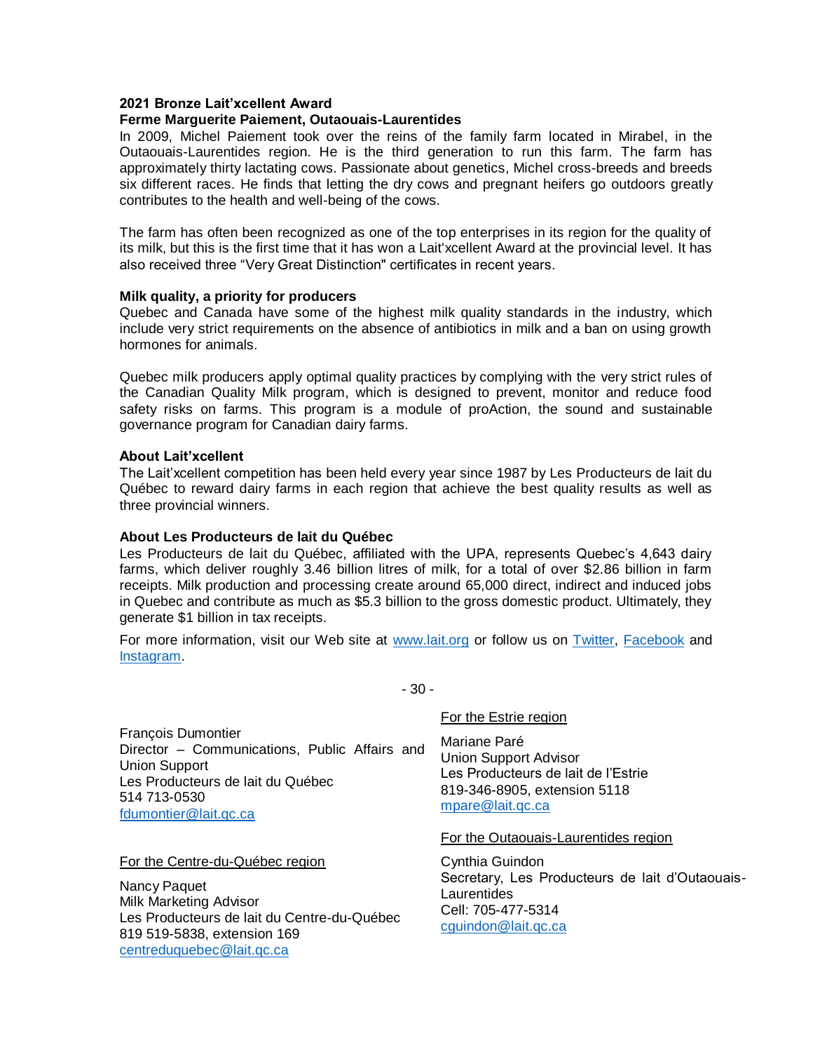**2021 Bronze Lait'xcellent Award**

**Ferme Marguerite Paiement, Outaouais-Laurentides**

In 2009, Michel Paiement took over the reins of the family farm located in Mirabel, in the Outaouais-Laurentides region. He is the third generation to run this farm. The farm has approximately thirty lactating cows. Passionate about genetics, Michel cross-breeds and breeds six different races. He finds that letting the dry cows and pregnant heifers go outdoors greatly contributes to the health and well-being of the cows.

The farm has often been recognized as one of the top enterprises in its region for the quality of its milk, but this is the first time that it has won a Lait'xcellent Award at the provincial level. It has also received three "Very Great Distinction" certificates in recent years.

**Milk quality, a priority for producers**

Quebec and Canada have some of the highest milk quality standards in the industry, which include very strict requirements on the absence of antibiotics in milk and a ban on using growth hormones for animals.

Quebec milk producers apply optimal quality practices by complying with the very strict rules of the Canadian Quality Milk program, which is designed to prevent, monitor and reduce food safety risks on farms. This program is a module of proAction, the sound and sustainable governance program for Canadian dairy farms.

**About Lait'xcellent**

The Lait'xcellent competition has been held every year since 1987 by Les Producteurs de lait du Québec to reward dairy farms in each region that achieve the best quality results as well as three provincial winners.

**About Les Producteurs de lait du Québec**

Les Producteurs de lait du Québec, affiliated with the UPA, represents Quebec's 4,643 dairy farms, which deliver roughly 3.46 billion litres of milk, for a total of over $2.86 billion in farm receipts. Milk production and processing create around 65,000 direct, indirect and induced jobs in Quebec and contribute as much as $5.3 billion to the gross domestic product. Ultimately, they generate $1 billion in tax receipts.

For more information, visit our Web site at www.lait.org or follow us on Twitter, Facebook and Instagram.

\- 30 -

François Dumontier
Director – Communications, Public Affairs and Union Support
Les Producteurs de lait du Québec
514 713-0530
fdumontier@lait.qc.ca

For the Centre-du-Québec region

Nancy Paquet
Milk Marketing Advisor
Les Producteurs de lait du Centre-du-Québec
819 519-5838, extension 169
centreduquebec@lait.qc.ca

For the Estrie region

Mariane Paré
Union Support Advisor
Les Producteurs de lait de l'Estrie
819-346-8905, extension 5118
mpare@lait.qc.ca

For the Outaouais-Laurentides region

Cynthia Guindon
Secretary, Les Producteurs de lait d'Outaouais-Laurentides
Cell: 705-477-5314
cguindon@lait.qc.ca